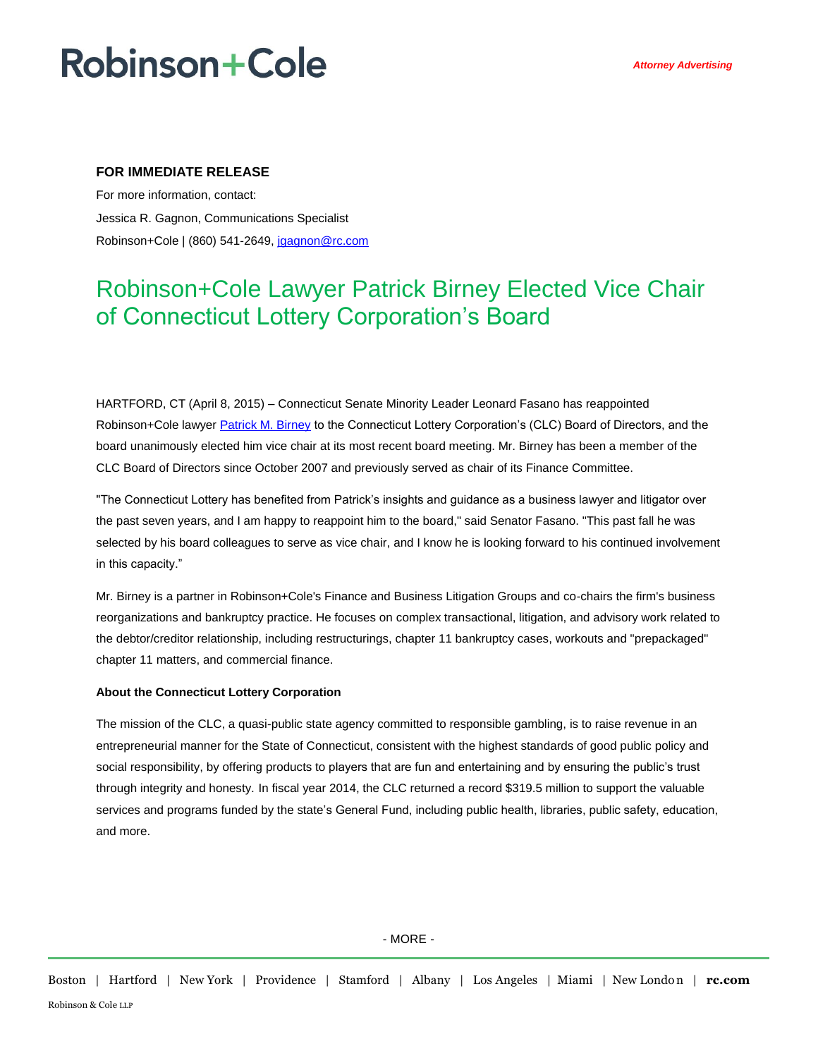Robinson+Cole

*Attorney Advertising*

**FOR IMMEDIATE RELEASE**

For more information, contact:

Jessica R. Gagnon, Communications Specialist

Robinson+Cole | (860) 541-2649, jgagnon@rc.com

# Robinson+Cole Lawyer Patrick Birney Elected Vice Chair of Connecticut Lottery Corporation's Board

HARTFORD, CT (April 8, 2015) – Connecticut Senate Minority Leader Leonard Fasano has reappointed Robinson+Cole lawyer Patrick M. Birney to the Connecticut Lottery Corporation's (CLC) Board of Directors, and the board unanimously elected him vice chair at its most recent board meeting. Mr. Birney has been a member of the CLC Board of Directors since October 2007 and previously served as chair of its Finance Committee.

"The Connecticut Lottery has benefited from Patrick's insights and guidance as a business lawyer and litigator over the past seven years, and I am happy to reappoint him to the board," said Senator Fasano. "This past fall he was selected by his board colleagues to serve as vice chair, and I know he is looking forward to his continued involvement in this capacity."

Mr. Birney is a partner in Robinson+Cole's Finance and Business Litigation Groups and co-chairs the firm's business reorganizations and bankruptcy practice. He focuses on complex transactional, litigation, and advisory work related to the debtor/creditor relationship, including restructurings, chapter 11 bankruptcy cases, workouts and "prepackaged" chapter 11 matters, and commercial finance.

**About the Connecticut Lottery Corporation**

The mission of the CLC, a quasi-public state agency committed to responsible gambling, is to raise revenue in an entrepreneurial manner for the State of Connecticut, consistent with the highest standards of good public policy and social responsibility, by offering products to players that are fun and entertaining and by ensuring the public's trust through integrity and honesty. In fiscal year 2014, the CLC returned a record $319.5 million to support the valuable services and programs funded by the state's General Fund, including public health, libraries, public safety, education, and more.

- MORE -

Boston | Hartford | New York | Providence | Stamford | Albany | Los Angeles | Miami | New London | **rc.com**

Robinson & Cole LLP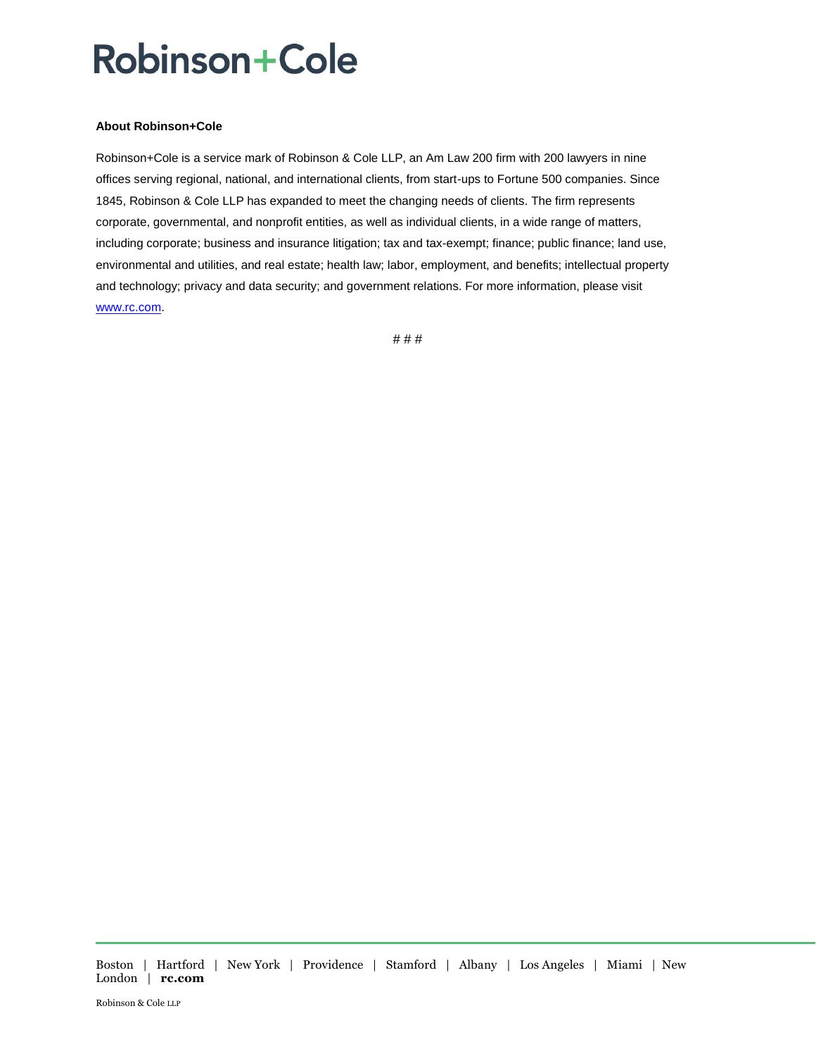**About Robinson+Cole**

Robinson+Cole is a service mark of Robinson & Cole LLP, an Am Law 200 firm with 200 lawyers in nine offices serving regional, national, and international clients, from start-ups to Fortune 500 companies. Since 1845, Robinson & Cole LLP has expanded to meet the changing needs of clients. The firm represents corporate, governmental, and nonprofit entities, as well as individual clients, in a wide range of matters, including corporate; business and insurance litigation; tax and tax-exempt; finance; public finance; land use, environmental and utilities, and real estate; health law; labor, employment, and benefits; intellectual property and technology; privacy and data security; and government relations. For more information, please visit www.rc.com.

# # #